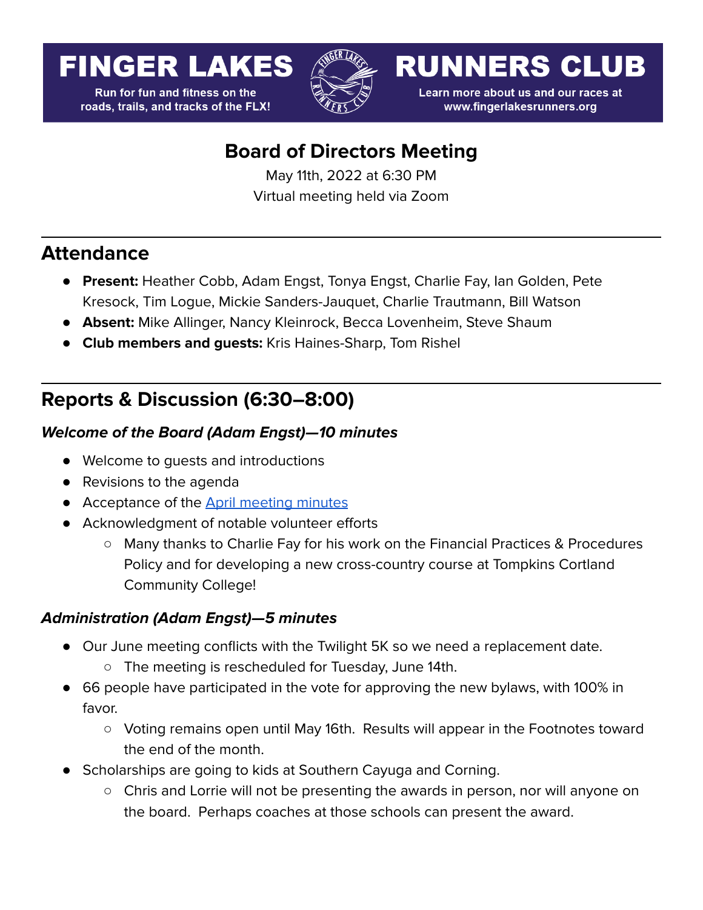FINGER LAKES RUNNERS CLUB

Run for fun and fitness on the roads, trails, and tracks of the FLX!

Learn more about us and our races at www.fingerlakesrunners.org

# Board of Directors Meeting

May 11th, 2022 at 6:30 PM
Virtual meeting held via Zoom

---

## Attendance

- **Present:** Heather Cobb, Adam Engst, Tonya Engst, Charlie Fay, Ian Golden, Pete Kresock, Tim Logue, Mickie Sanders-Jauquet, Charlie Trautmann, Bill Watson
- **Absent:** Mike Allinger, Nancy Kleinrock, Becca Lovenheim, Steve Shaum
- **Club members and guests:** Kris Haines-Sharp, Tom Rishel

---

## Reports & Discussion (6:30–8:00)

### *Welcome of the Board (Adam Engst)—10 minutes*

- Welcome to guests and introductions
- Revisions to the agenda
- Acceptance of the April meeting minutes
- Acknowledgment of notable volunteer efforts
    - Many thanks to Charlie Fay for his work on the Financial Practices & Procedures Policy and for developing a new cross-country course at Tompkins Cortland Community College!

### *Administration (Adam Engst)—5 minutes*

- Our June meeting conflicts with the Twilight 5K so we need a replacement date.
    - The meeting is rescheduled for Tuesday, June 14th.
- 66 people have participated in the vote for approving the new bylaws, with 100% in favor.
    - Voting remains open until May 16th. Results will appear in the Footnotes toward the end of the month.
- Scholarships are going to kids at Southern Cayuga and Corning.
    - Chris and Lorrie will not be presenting the awards in person, nor will anyone on the board. Perhaps coaches at those schools can present the award.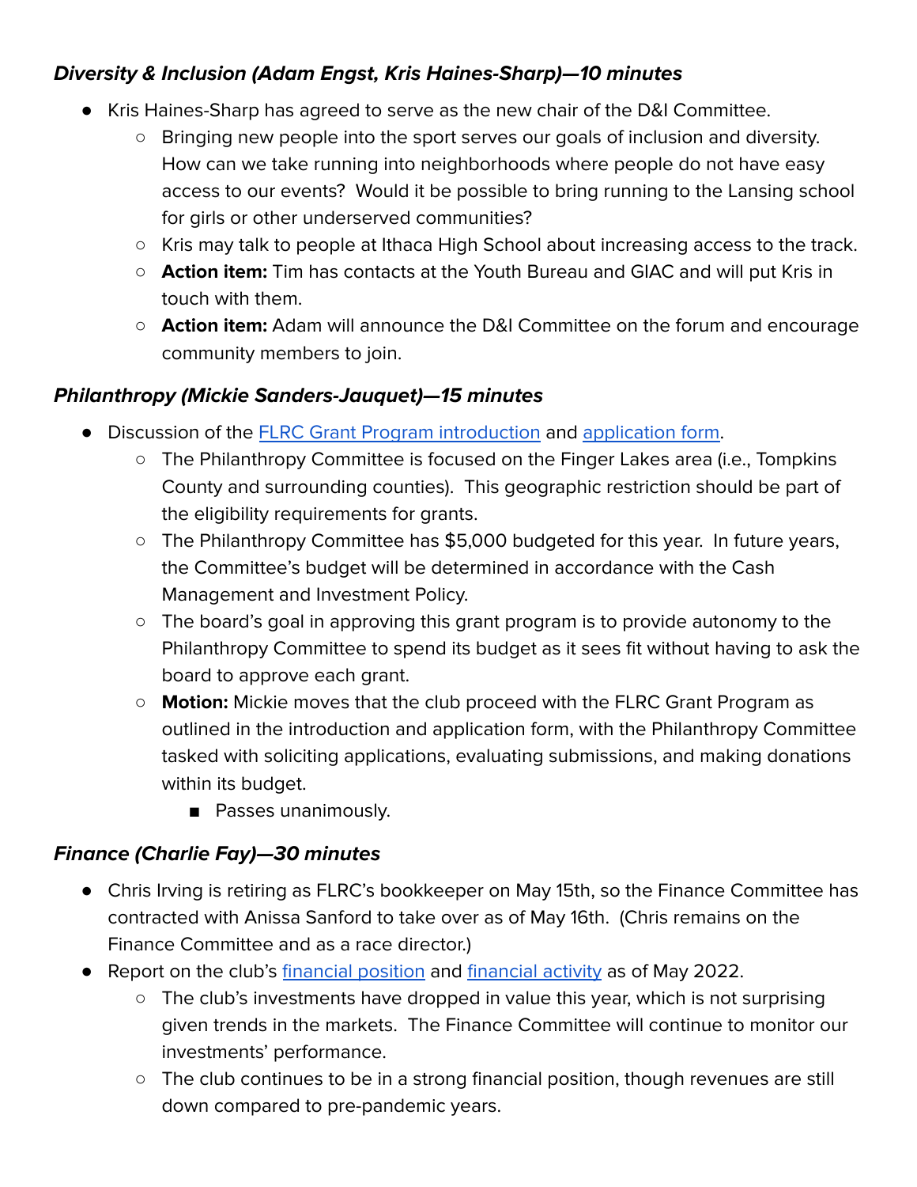### *Diversity & Inclusion (Adam Engst, Kris Haines-Sharp)—10 minutes*

- Kris Haines-Sharp has agreed to serve as the new chair of the D&I Committee.
  - Bringing new people into the sport serves our goals of inclusion and diversity. How can we take running into neighborhoods where people do not have easy access to our events? Would it be possible to bring running to the Lansing school for girls or other underserved communities?
  - Kris may talk to people at Ithaca High School about increasing access to the track.
  - **Action item:** Tim has contacts at the Youth Bureau and GIAC and will put Kris in touch with them.
  - **Action item:** Adam will announce the D&I Committee on the forum and encourage community members to join.

### *Philanthropy (Mickie Sanders-Jauquet)—15 minutes*

- Discussion of the FLRC Grant Program introduction and application form.
  - The Philanthropy Committee is focused on the Finger Lakes area (i.e., Tompkins County and surrounding counties). This geographic restriction should be part of the eligibility requirements for grants.
  - The Philanthropy Committee has $5,000 budgeted for this year. In future years, the Committee's budget will be determined in accordance with the Cash Management and Investment Policy.
  - The board's goal in approving this grant program is to provide autonomy to the Philanthropy Committee to spend its budget as it sees fit without having to ask the board to approve each grant.
  - **Motion:** Mickie moves that the club proceed with the FLRC Grant Program as outlined in the introduction and application form, with the Philanthropy Committee tasked with soliciting applications, evaluating submissions, and making donations within its budget.
    - Passes unanimously.

### *Finance (Charlie Fay)—30 minutes*

- Chris Irving is retiring as FLRC's bookkeeper on May 15th, so the Finance Committee has contracted with Anissa Sanford to take over as of May 16th. (Chris remains on the Finance Committee and as a race director.)
- Report on the club's financial position and financial activity as of May 2022.
  - The club's investments have dropped in value this year, which is not surprising given trends in the markets. The Finance Committee will continue to monitor our investments' performance.
  - The club continues to be in a strong financial position, though revenues are still down compared to pre-pandemic years.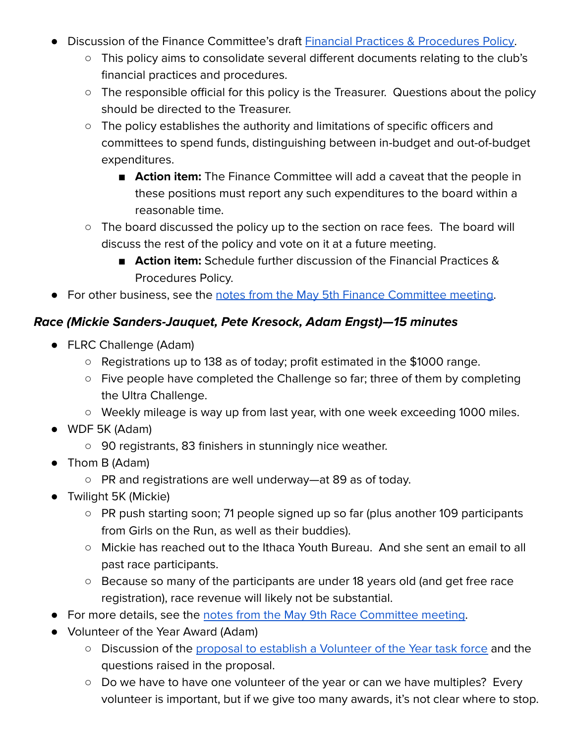- Discussion of the Finance Committee's draft [Financial Practices & Procedures Policy]().
  - This policy aims to consolidate several different documents relating to the club's financial practices and procedures.
  - The responsible official for this policy is the Treasurer. Questions about the policy should be directed to the Treasurer.
  - The policy establishes the authority and limitations of specific officers and committees to spend funds, distinguishing between in-budget and out-of-budget expenditures.
    - **Action item:** The Finance Committee will add a caveat that the people in these positions must report any such expenditures to the board within a reasonable time.
  - The board discussed the policy up to the section on race fees. The board will discuss the rest of the policy and vote on it at a future meeting.
    - **Action item:** Schedule further discussion of the Financial Practices & Procedures Policy.
- For other business, see the [notes from the May 5th Finance Committee meeting]().

### *Race (Mickie Sanders-Jauquet, Pete Kresock, Adam Engst)—15 minutes*

- FLRC Challenge (Adam)
  - Registrations up to 138 as of today; profit estimated in the $1000 range.
  - Five people have completed the Challenge so far; three of them by completing the Ultra Challenge.
  - Weekly mileage is way up from last year, with one week exceeding 1000 miles.
- WDF 5K (Adam)
  - 90 registrants, 83 finishers in stunningly nice weather.
- Thom B (Adam)
  - PR and registrations are well underway—at 89 as of today.
- Twilight 5K (Mickie)
  - PR push starting soon; 71 people signed up so far (plus another 109 participants from Girls on the Run, as well as their buddies).
  - Mickie has reached out to the Ithaca Youth Bureau. And she sent an email to all past race participants.
  - Because so many of the participants are under 18 years old (and get free race registration), race revenue will likely not be substantial.
- For more details, see the [notes from the May 9th Race Committee meeting]().
- Volunteer of the Year Award (Adam)
  - Discussion of the [proposal to establish a Volunteer of the Year task force]() and the questions raised in the proposal.
  - Do we have to have one volunteer of the year or can we have multiples? Every volunteer is important, but if we give too many awards, it's not clear where to stop.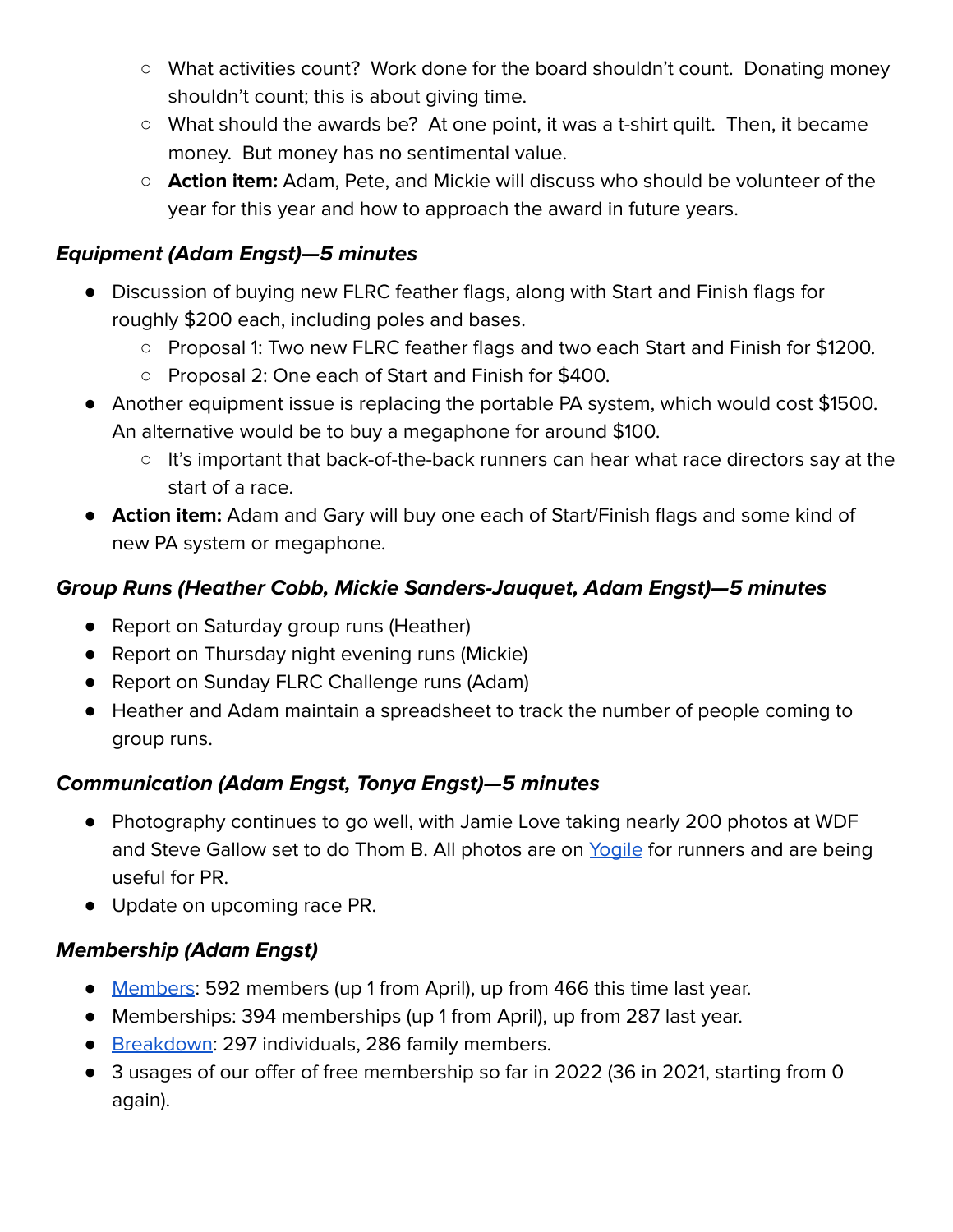- What activities count? Work done for the board shouldn't count. Donating money shouldn't count; this is about giving time.
  - What should the awards be? At one point, it was a t-shirt quilt. Then, it became money. But money has no sentimental value.
  - **Action item:** Adam, Pete, and Mickie will discuss who should be volunteer of the year for this year and how to approach the award in future years.

### ***Equipment (Adam Engst)—5 minutes***

- Discussion of buying new FLRC feather flags, along with Start and Finish flags for roughly $200 each, including poles and bases.
  - Proposal 1: Two new FLRC feather flags and two each Start and Finish for $1200.
  - Proposal 2: One each of Start and Finish for $400.
- Another equipment issue is replacing the portable PA system, which would cost $1500. An alternative would be to buy a megaphone for around $100.
  - It's important that back-of-the-back runners can hear what race directors say at the start of a race.
- **Action item:** Adam and Gary will buy one each of Start/Finish flags and some kind of new PA system or megaphone.

### ***Group Runs (Heather Cobb, Mickie Sanders-Jauquet, Adam Engst)—5 minutes***

- Report on Saturday group runs (Heather)
- Report on Thursday night evening runs (Mickie)
- Report on Sunday FLRC Challenge runs (Adam)
- Heather and Adam maintain a spreadsheet to track the number of people coming to group runs.

### ***Communication (Adam Engst, Tonya Engst)—5 minutes***

- Photography continues to go well, with Jamie Love taking nearly 200 photos at WDF and Steve Gallow set to do Thom B. All photos are on Yogile for runners and are being useful for PR.
- Update on upcoming race PR.

### ***Membership (Adam Engst)***

- Members: 592 members (up 1 from April), up from 466 this time last year.
- Memberships: 394 memberships (up 1 from April), up from 287 last year.
- Breakdown: 297 individuals, 286 family members.
- 3 usages of our offer of free membership so far in 2022 (36 in 2021, starting from 0 again).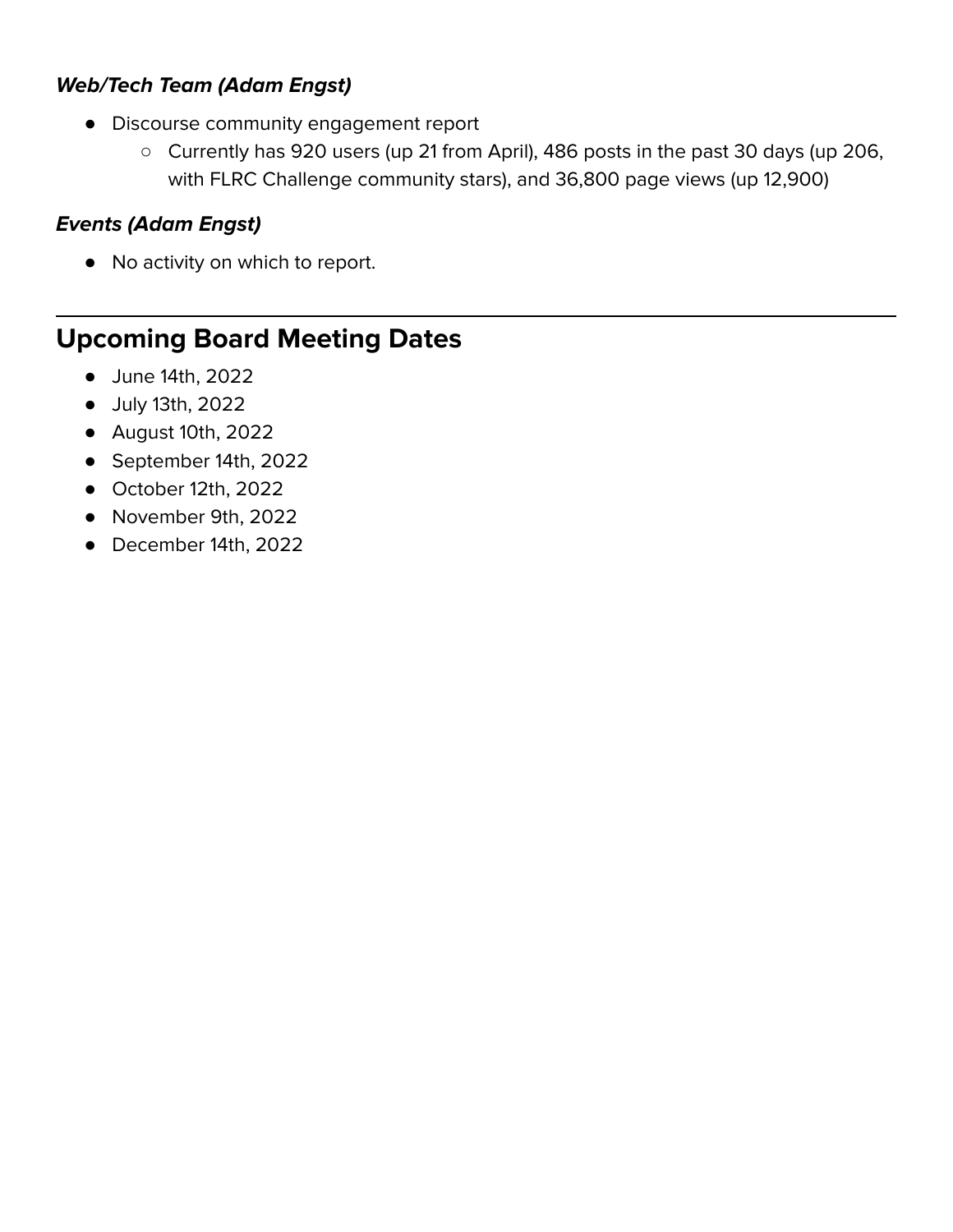***Web/Tech Team (Adam Engst)***

- Discourse community engagement report
  - Currently has 920 users (up 21 from April), 486 posts in the past 30 days (up 206, with FLRC Challenge community stars), and 36,800 page views (up 12,900)

***Events (Adam Engst)***

- No activity on which to report.

---

## Upcoming Board Meeting Dates

- June 14th, 2022
- July 13th, 2022
- August 10th, 2022
- September 14th, 2022
- October 12th, 2022
- November 9th, 2022
- December 14th, 2022